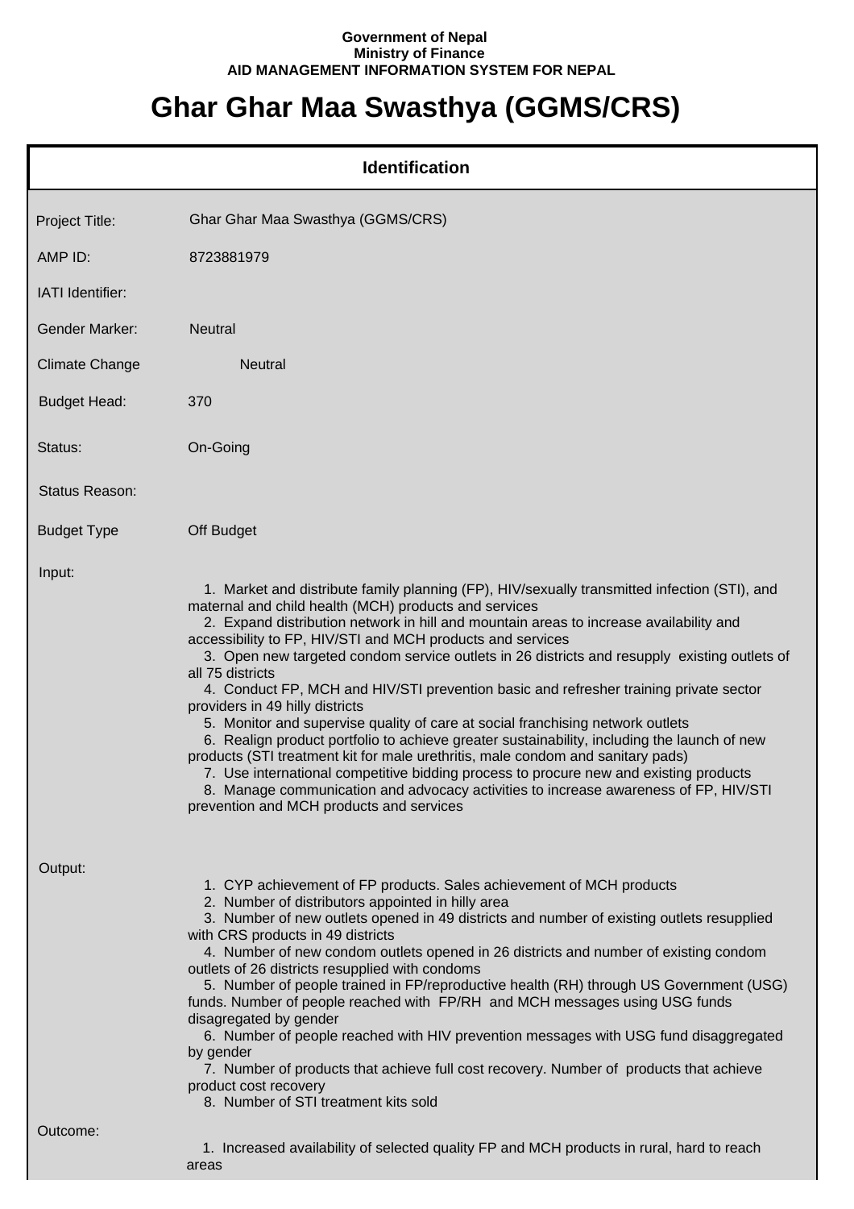**Government of Nepal**
**Ministry of Finance**
**AID MANAGEMENT INFORMATION SYSTEM FOR NEPAL**

# Ghar Ghar Maa Swasthya (GGMS/CRS)

## Identification

| | |
|---|---|
| Project Title: | Ghar Ghar Maa Swasthya (GGMS/CRS) |
| AMP ID: | 8723881979 |
| IATI Identifier: | |
| Gender Marker: | Neutral |
| Climate Change | Neutral |
| Budget Head: | 370 |
| Status: | On-Going |
| Status Reason: | |
| Budget Type | Off Budget |

**Input:**

1. Market and distribute family planning (FP), HIV/sexually transmitted infection (STI), and maternal and child health (MCH) products and services
2. Expand distribution network in hill and mountain areas to increase availability and accessibility to FP, HIV/STI and MCH products and services
3. Open new targeted condom service outlets in 26 districts and resupply existing outlets of all 75 districts
4. Conduct FP, MCH and HIV/STI prevention basic and refresher training private sector providers in 49 hilly districts
5. Monitor and supervise quality of care at social franchising network outlets
6. Realign product portfolio to achieve greater sustainability, including the launch of new products (STI treatment kit for male urethritis, male condom and sanitary pads)
7. Use international competitive bidding process to procure new and existing products
8. Manage communication and advocacy activities to increase awareness of FP, HIV/STI prevention and MCH products and services

**Output:**

1. CYP achievement of FP products. Sales achievement of MCH products
2. Number of distributors appointed in hilly area
3. Number of new outlets opened in 49 districts and number of existing outlets resupplied with CRS products in 49 districts
4. Number of new condom outlets opened in 26 districts and number of existing condom outlets of 26 districts resupplied with condoms
5. Number of people trained in FP/reproductive health (RH) through US Government (USG) funds. Number of people reached with FP/RH and MCH messages using USG funds disagregated by gender
6. Number of people reached with HIV prevention messages with USG fund disaggregated by gender
7. Number of products that achieve full cost recovery. Number of products that achieve product cost recovery
8. Number of STI treatment kits sold

**Outcome:**

1. Increased availability of selected quality FP and MCH products in rural, hard to reach areas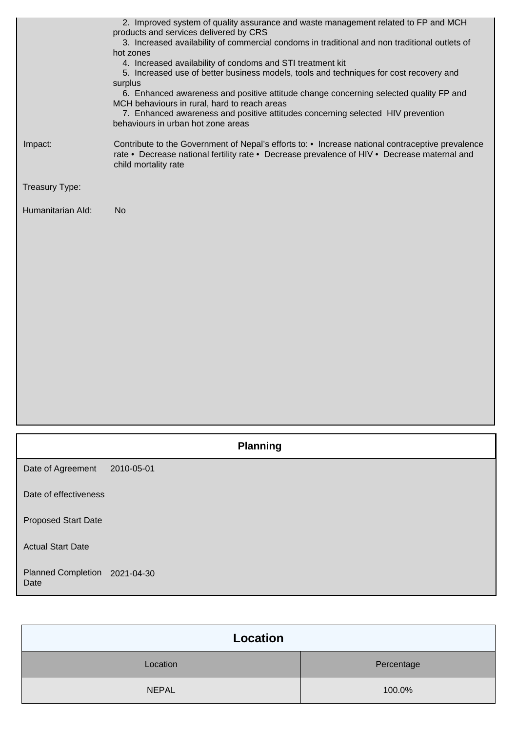2. Improved system of quality assurance and waste management related to FP and MCH products and services delivered by CRS
3. Increased availability of commercial condoms in traditional and non traditional outlets of hot zones
4. Increased availability of condoms and STI treatment kit
5. Increased use of better business models, tools and techniques for cost recovery and surplus
6. Enhanced awareness and positive attitude change concerning selected quality FP and MCH behaviours in rural, hard to reach areas
7. Enhanced awareness and positive attitudes concerning selected HIV prevention behaviours in urban hot zone areas

| | |
|---|---|
| Impact: | Contribute to the Government of Nepal's efforts to: • Increase national contraceptive prevalence rate • Decrease national fertility rate • Decrease prevalence of HIV • Decrease maternal and child mortality rate |
| Treasury Type: | |
| Humanitarian AId: | No |

## Planning

| | |
|---|---|
| Date of Agreement | 2010-05-01 |
| Date of effectiveness | |
| Proposed Start Date | |
| Actual Start Date | |
| Planned Completion Date | 2021-04-30 |

## Location

| Location | Percentage |
|---|---|
| NEPAL | 100.0% |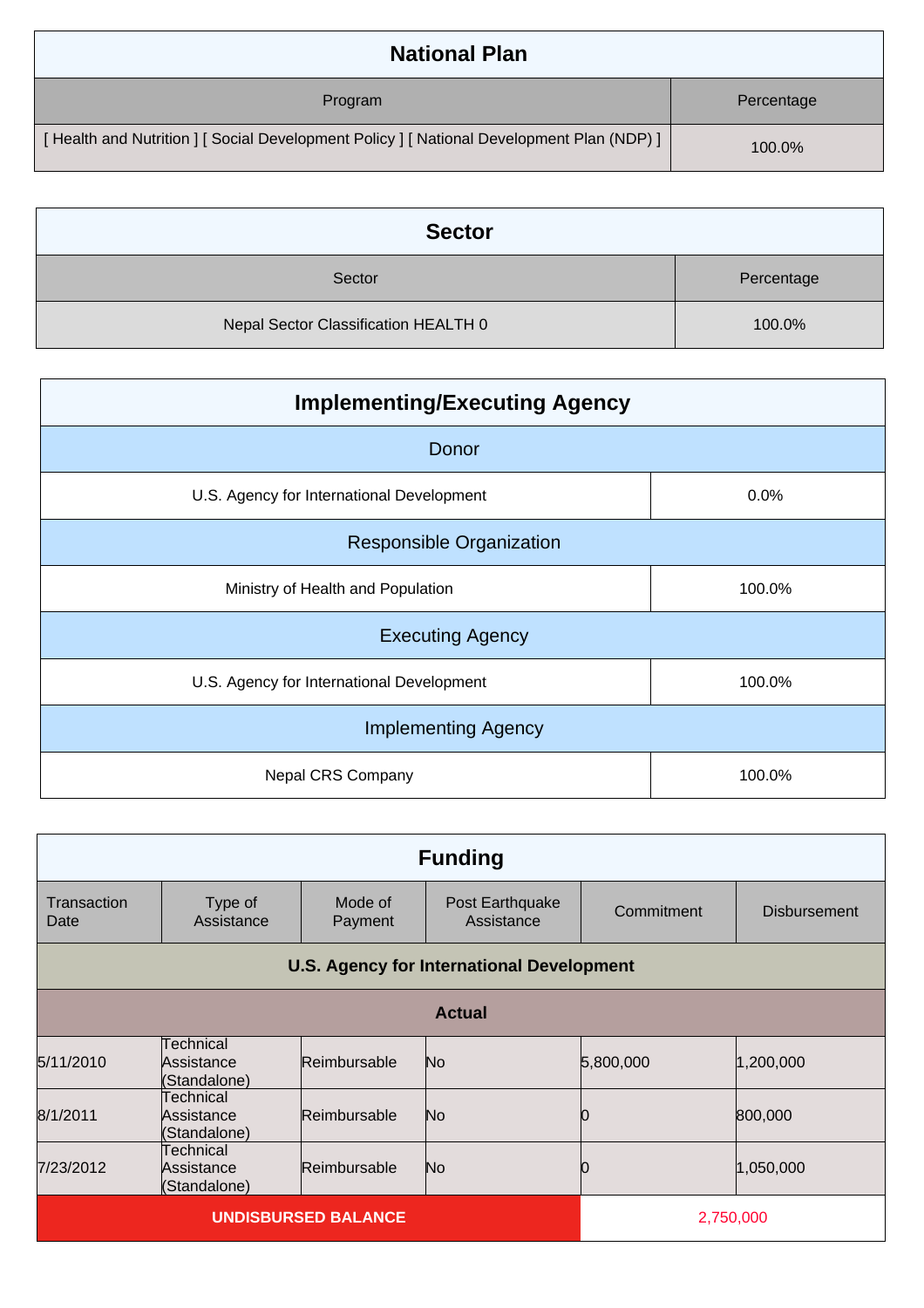## National Plan

| Program | Percentage |
| --- | --- |
| [ Health and Nutrition ] [ Social Development Policy ] [ National Development Plan (NDP) ] | 100.0% |

## Sector

| Sector | Percentage |
| --- | --- |
| Nepal Sector Classification HEALTH 0 | 100.0% |

## Implementing/Executing Agency

| Donor | |
| --- | --- |
| U.S. Agency for International Development | 0.0% |
| **Responsible Organization** | |
| Ministry of Health and Population | 100.0% |
| **Executing Agency** | |
| U.S. Agency for International Development | 100.0% |
| **Implementing Agency** | |
| Nepal CRS Company | 100.0% |

## Funding

| Transaction Date | Type of Assistance | Mode of Payment | Post Earthquake Assistance | Commitment | Disbursement |
| --- | --- | --- | --- | --- | --- |
| **U.S. Agency for International Development** | | | | | |
| **Actual** | | | | | |
| 5/11/2010 | Technical Assistance (Standalone) | Reimbursable | No | 5,800,000 | 1,200,000 |
| 8/1/2011 | Technical Assistance (Standalone) | Reimbursable | No | 0 | 800,000 |
| 7/23/2012 | Technical Assistance (Standalone) | Reimbursable | No | 0 | 1,050,000 |
| **UNDISBURSED BALANCE** | | | | 2,750,000 | |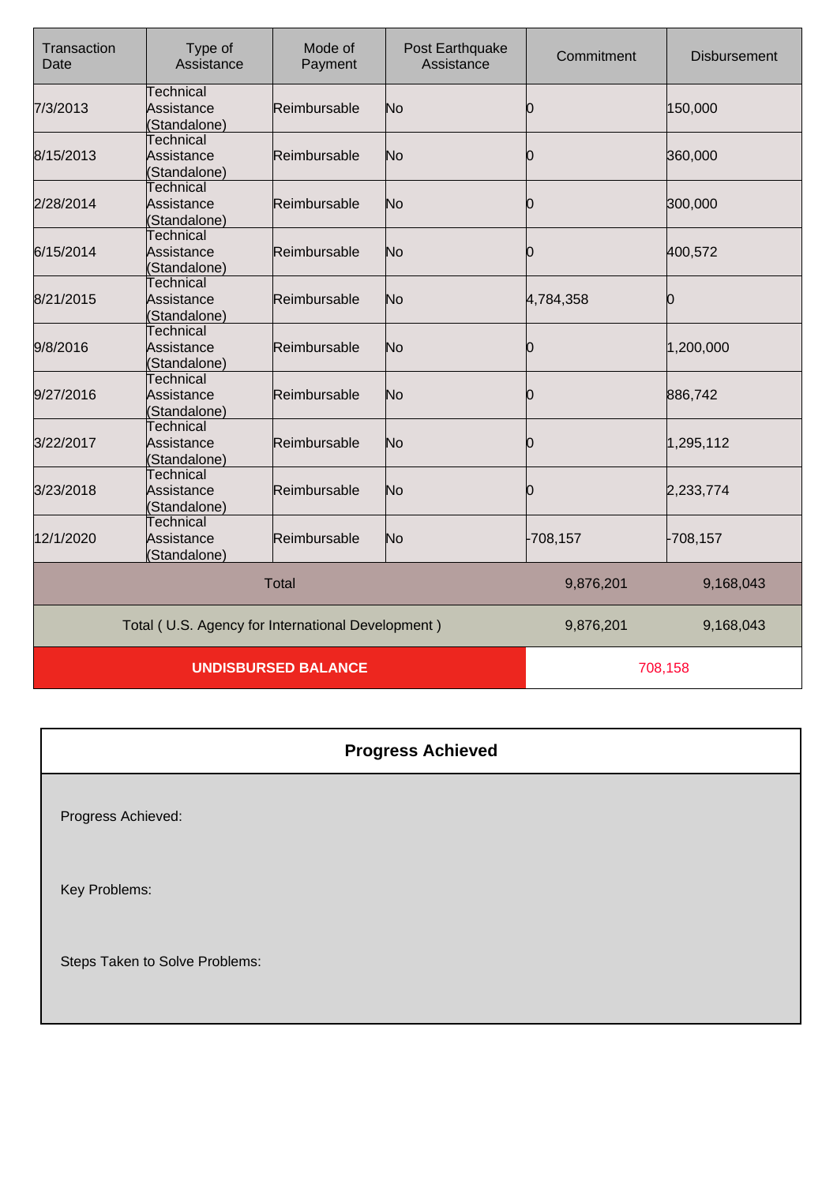| Transaction Date | Type of Assistance | Mode of Payment | Post Earthquake Assistance | Commitment | Disbursement |
|---|---|---|---|---|---|
| 7/3/2013 | Technical Assistance (Standalone) | Reimbursable | No | 0 | 150,000 |
| 8/15/2013 | Technical Assistance (Standalone) | Reimbursable | No | 0 | 360,000 |
| 2/28/2014 | Technical Assistance (Standalone) | Reimbursable | No | 0 | 300,000 |
| 6/15/2014 | Technical Assistance (Standalone) | Reimbursable | No | 0 | 400,572 |
| 8/21/2015 | Technical Assistance (Standalone) | Reimbursable | No | 4,784,358 | 0 |
| 9/8/2016 | Technical Assistance (Standalone) | Reimbursable | No | 0 | 1,200,000 |
| 9/27/2016 | Technical Assistance (Standalone) | Reimbursable | No | 0 | 886,742 |
| 3/22/2017 | Technical Assistance (Standalone) | Reimbursable | No | 0 | 1,295,112 |
| 3/23/2018 | Technical Assistance (Standalone) | Reimbursable | No | 0 | 2,233,774 |
| 12/1/2020 | Technical Assistance (Standalone) | Reimbursable | No | -708,157 | -708,157 |
| Total | | | | 9,876,201 | 9,168,043 |
| Total ( U.S. Agency for International Development ) | | | | 9,876,201 | 9,168,043 |
| **UNDISBURSED BALANCE** | | | | 708,158 | |

| **Progress Achieved** |
|---|
| Progress Achieved: |
| Key Problems: |
| Steps Taken to Solve Problems: |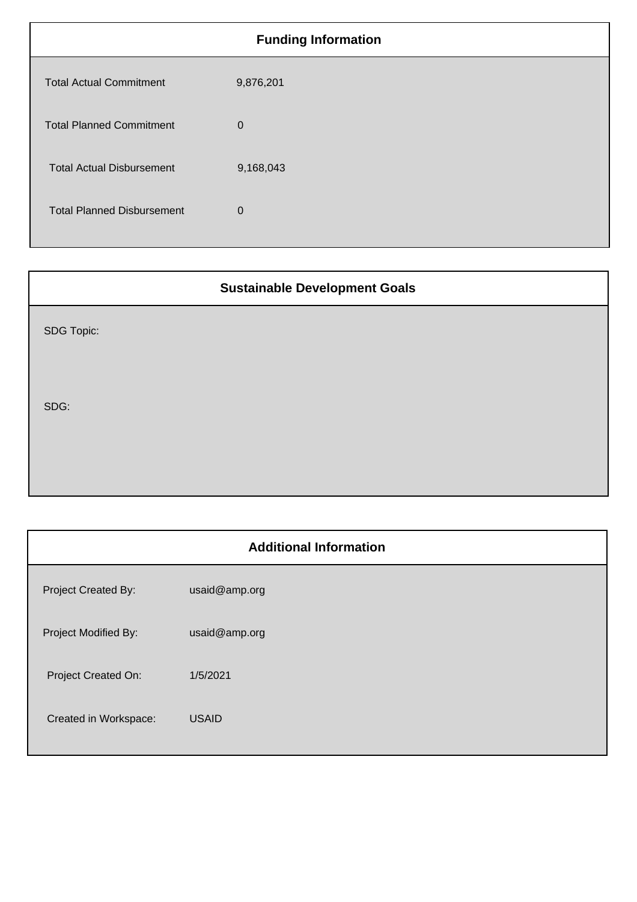## Funding Information

| | |
|---|---|
| Total Actual Commitment | 9,876,201 |
| Total Planned Commitment | 0 |
| Total Actual Disbursement | 9,168,043 |
| Total Planned Disbursement | 0 |

## Sustainable Development Goals

SDG Topic:

SDG:

## Additional Information

| | |
|---|---|
| Project Created By: | usaid@amp.org |
| Project Modified By: | usaid@amp.org |
| Project Created On: | 1/5/2021 |
| Created in Workspace: | USAID |